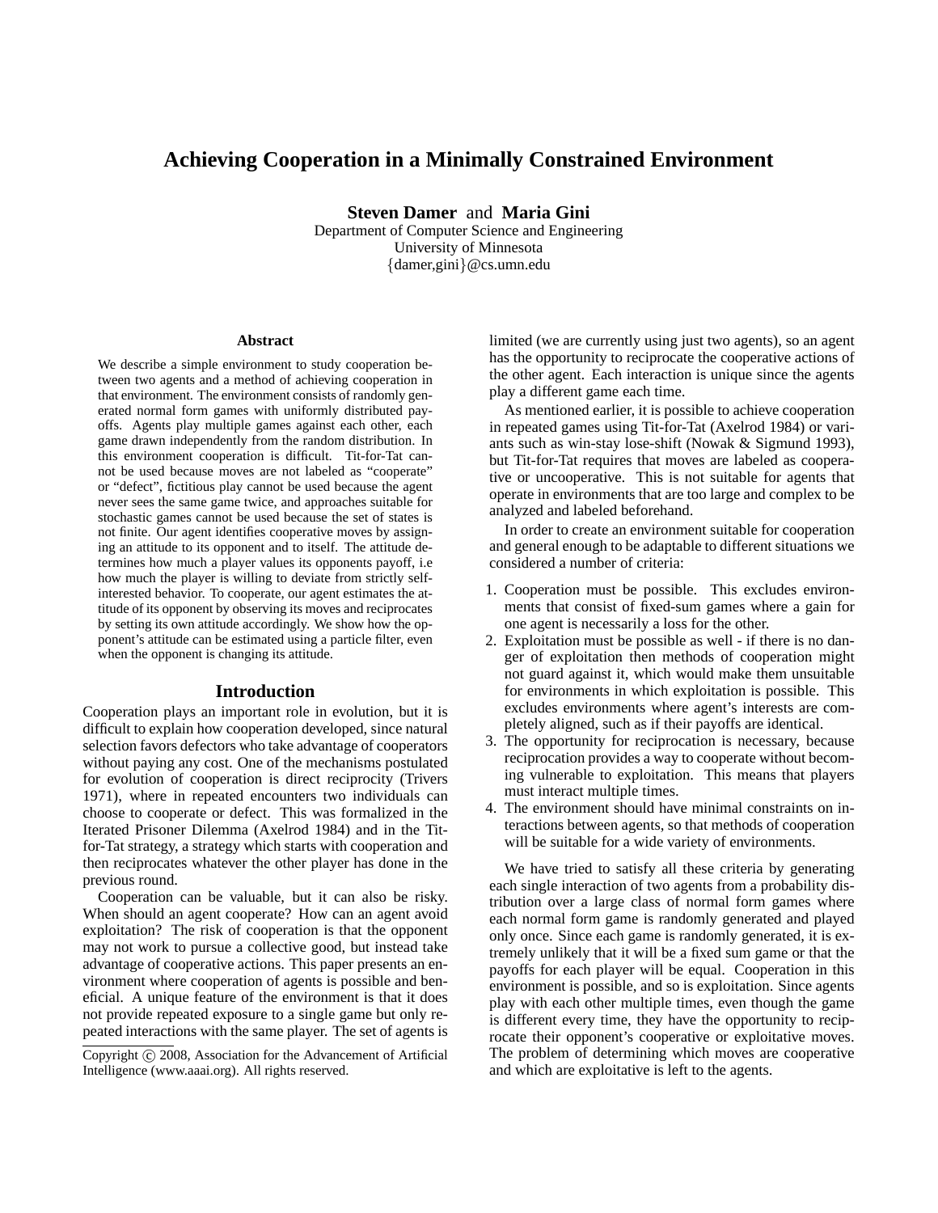# Achieving Cooperation in a Minimally Constrained Environment

**Steven Damer** and **Maria Gini**
Department of Computer Science and Engineering
University of Minnesota
{damer,gini}@cs.umn.edu

## Abstract

We describe a simple environment to study cooperation between two agents and a method of achieving cooperation in that environment. The environment consists of randomly generated normal form games with uniformly distributed payoffs. Agents play multiple games against each other, each game drawn independently from the random distribution. In this environment cooperation is difficult. Tit-for-Tat cannot be used because moves are not labeled as "cooperate" or "defect", fictitious play cannot be used because the agent never sees the same game twice, and approaches suitable for stochastic games cannot be used because the set of states is not finite. Our agent identifies cooperative moves by assigning an attitude to its opponent and to itself. The attitude determines how much a player values its opponents payoff, i.e how much the player is willing to deviate from strictly self-interested behavior. To cooperate, our agent estimates the attitude of its opponent by observing its moves and reciprocates by setting its own attitude accordingly. We show how the opponent's attitude can be estimated using a particle filter, even when the opponent is changing its attitude.

## Introduction

Cooperation plays an important role in evolution, but it is difficult to explain how cooperation developed, since natural selection favors defectors who take advantage of cooperators without paying any cost. One of the mechanisms postulated for evolution of cooperation is direct reciprocity (Trivers 1971), where in repeated encounters two individuals can choose to cooperate or defect. This was formalized in the Iterated Prisoner Dilemma (Axelrod 1984) and in the Tit-for-Tat strategy, a strategy which starts with cooperation and then reciprocates whatever the other player has done in the previous round.

Cooperation can be valuable, but it can also be risky. When should an agent cooperate? How can an agent avoid exploitation? The risk of cooperation is that the opponent may not work to pursue a collective good, but instead take advantage of cooperative actions. This paper presents an environment where cooperation of agents is possible and beneficial. A unique feature of the environment is that it does not provide repeated exposure to a single game but only repeated interactions with the same player. The set of agents is limited (we are currently using just two agents), so an agent has the opportunity to reciprocate the cooperative actions of the other agent. Each interaction is unique since the agents play a different game each time.

As mentioned earlier, it is possible to achieve cooperation in repeated games using Tit-for-Tat (Axelrod 1984) or variants such as win-stay lose-shift (Nowak & Sigmund 1993), but Tit-for-Tat requires that moves are labeled as cooperative or uncooperative. This is not suitable for agents that operate in environments that are too large and complex to be analyzed and labeled beforehand.

In order to create an environment suitable for cooperation and general enough to be adaptable to different situations we considered a number of criteria:

1. Cooperation must be possible. This excludes environments that consist of fixed-sum games where a gain for one agent is necessarily a loss for the other.
2. Exploitation must be possible as well - if there is no danger of exploitation then methods of cooperation might not guard against it, which would make them unsuitable for environments in which exploitation is possible. This excludes environments where agent's interests are completely aligned, such as if their payoffs are identical.
3. The opportunity for reciprocation is necessary, because reciprocation provides a way to cooperate without becoming vulnerable to exploitation. This means that players must interact multiple times.
4. The environment should have minimal constraints on interactions between agents, so that methods of cooperation will be suitable for a wide variety of environments.

We have tried to satisfy all these criteria by generating each single interaction of two agents from a probability distribution over a large class of normal form games where each normal form game is randomly generated and played only once. Since each game is randomly generated, it is extremely unlikely that it will be a fixed sum game or that the payoffs for each player will be equal. Cooperation in this environment is possible, and so is exploitation. Since agents play with each other multiple times, even though the game is different every time, they have the opportunity to reciprocate their opponent's cooperative or exploitative moves. The problem of determining which moves are cooperative and which are exploitative is left to the agents.

Copyright © 2008, Association for the Advancement of Artificial Intelligence (www.aaai.org). All rights reserved.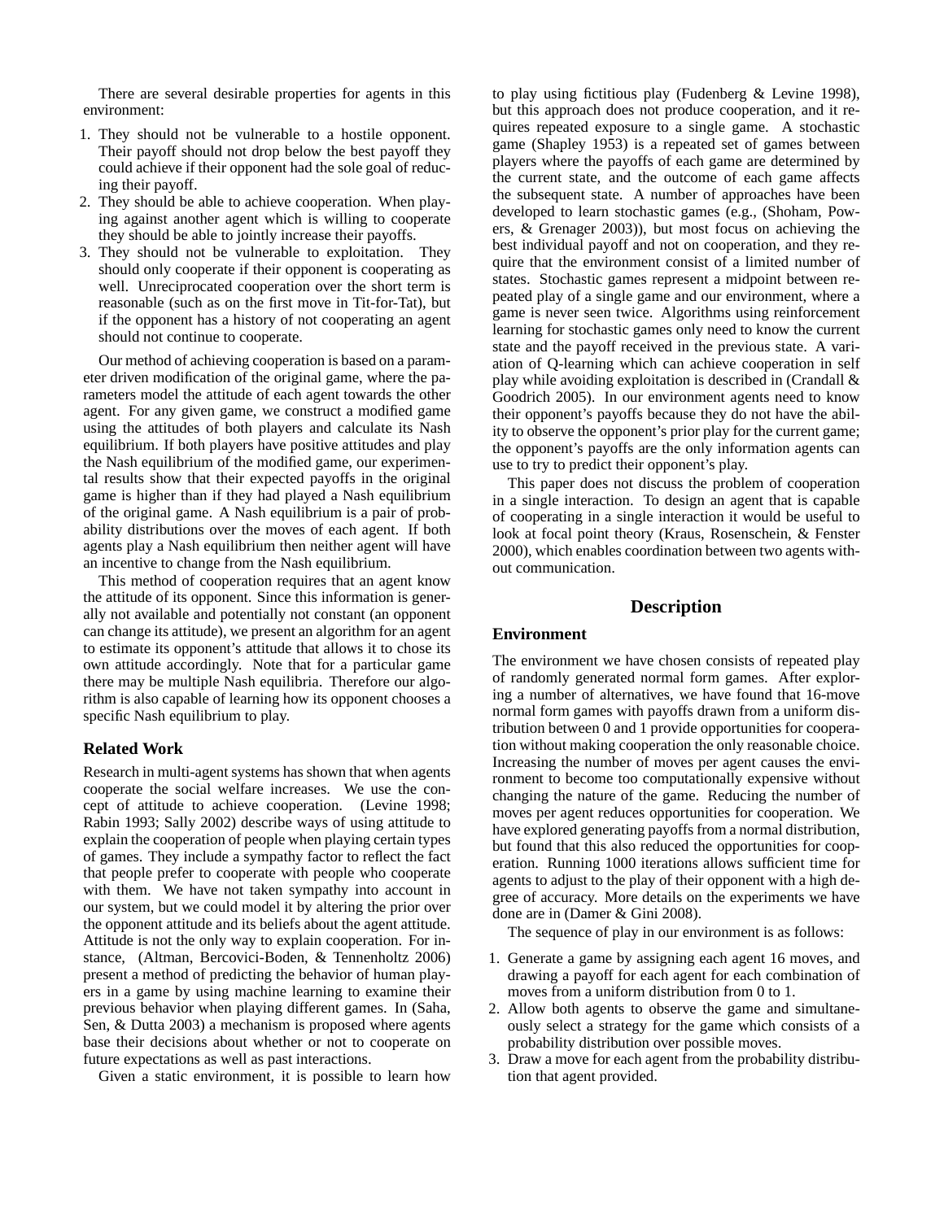There are several desirable properties for agents in this environment:

1. They should not be vulnerable to a hostile opponent. Their payoff should not drop below the best payoff they could achieve if their opponent had the sole goal of reducing their payoff.
2. They should be able to achieve cooperation. When playing against another agent which is willing to cooperate they should be able to jointly increase their payoffs.
3. They should not be vulnerable to exploitation. They should only cooperate if their opponent is cooperating as well. Unreciprocated cooperation over the short term is reasonable (such as on the first move in Tit-for-Tat), but if the opponent has a history of not cooperating an agent should not continue to cooperate.

Our method of achieving cooperation is based on a parameter driven modification of the original game, where the parameters model the attitude of each agent towards the other agent. For any given game, we construct a modified game using the attitudes of both players and calculate its Nash equilibrium. If both players have positive attitudes and play the Nash equilibrium of the modified game, our experimental results show that their expected payoffs in the original game is higher than if they had played a Nash equilibrium of the original game. A Nash equilibrium is a pair of probability distributions over the moves of each agent. If both agents play a Nash equilibrium then neither agent will have an incentive to change from the Nash equilibrium.

This method of cooperation requires that an agent know the attitude of its opponent. Since this information is generally not available and potentially not constant (an opponent can change its attitude), we present an algorithm for an agent to estimate its opponent's attitude that allows it to chose its own attitude accordingly. Note that for a particular game there may be multiple Nash equilibria. Therefore our algorithm is also capable of learning how its opponent chooses a specific Nash equilibrium to play.

## Related Work

Research in multi-agent systems has shown that when agents cooperate the social welfare increases. We use the concept of attitude to achieve cooperation. (Levine 1998; Rabin 1993; Sally 2002) describe ways of using attitude to explain the cooperation of people when playing certain types of games. They include a sympathy factor to reflect the fact that people prefer to cooperate with people who cooperate with them. We have not taken sympathy into account in our system, but we could model it by altering the prior over the opponent attitude and its beliefs about the agent attitude. Attitude is not the only way to explain cooperation. For instance, (Altman, Bercovici-Boden, & Tennenholtz 2006) present a method of predicting the behavior of human players in a game by using machine learning to examine their previous behavior when playing different games. In (Saha, Sen, & Dutta 2003) a mechanism is proposed where agents base their decisions about whether or not to cooperate on future expectations as well as past interactions.

Given a static environment, it is possible to learn how to play using fictitious play (Fudenberg & Levine 1998), but this approach does not produce cooperation, and it requires repeated exposure to a single game. A stochastic game (Shapley 1953) is a repeated set of games between players where the payoffs of each game are determined by the current state, and the outcome of each game affects the subsequent state. A number of approaches have been developed to learn stochastic games (e.g., (Shoham, Powers, & Grenager 2003)), but most focus on achieving the best individual payoff and not on cooperation, and they require that the environment consist of a limited number of states. Stochastic games represent a midpoint between repeated play of a single game and our environment, where a game is never seen twice. Algorithms using reinforcement learning for stochastic games only need to know the current state and the payoff received in the previous state. A variation of Q-learning which can achieve cooperation in self play while avoiding exploitation is described in (Crandall & Goodrich 2005). In our environment agents need to know their opponent's payoffs because they do not have the ability to observe the opponent's prior play for the current game; the opponent's payoffs are the only information agents can use to try to predict their opponent's play.

This paper does not discuss the problem of cooperation in a single interaction. To design an agent that is capable of cooperating in a single interaction it would be useful to look at focal point theory (Kraus, Rosenschein, & Fenster 2000), which enables coordination between two agents without communication.

# Description

## Environment

The environment we have chosen consists of repeated play of randomly generated normal form games. After exploring a number of alternatives, we have found that 16-move normal form games with payoffs drawn from a uniform distribution between 0 and 1 provide opportunities for cooperation without making cooperation the only reasonable choice. Increasing the number of moves per agent causes the environment to become too computationally expensive without changing the nature of the game. Reducing the number of moves per agent reduces opportunities for cooperation. We have explored generating payoffs from a normal distribution, but found that this also reduced the opportunities for cooperation. Running 1000 iterations allows sufficient time for agents to adjust to the play of their opponent with a high degree of accuracy. More details on the experiments we have done are in (Damer & Gini 2008).

The sequence of play in our environment is as follows:

1. Generate a game by assigning each agent 16 moves, and drawing a payoff for each agent for each combination of moves from a uniform distribution from 0 to 1.
2. Allow both agents to observe the game and simultaneously select a strategy for the game which consists of a probability distribution over possible moves.
3. Draw a move for each agent from the probability distribution that agent provided.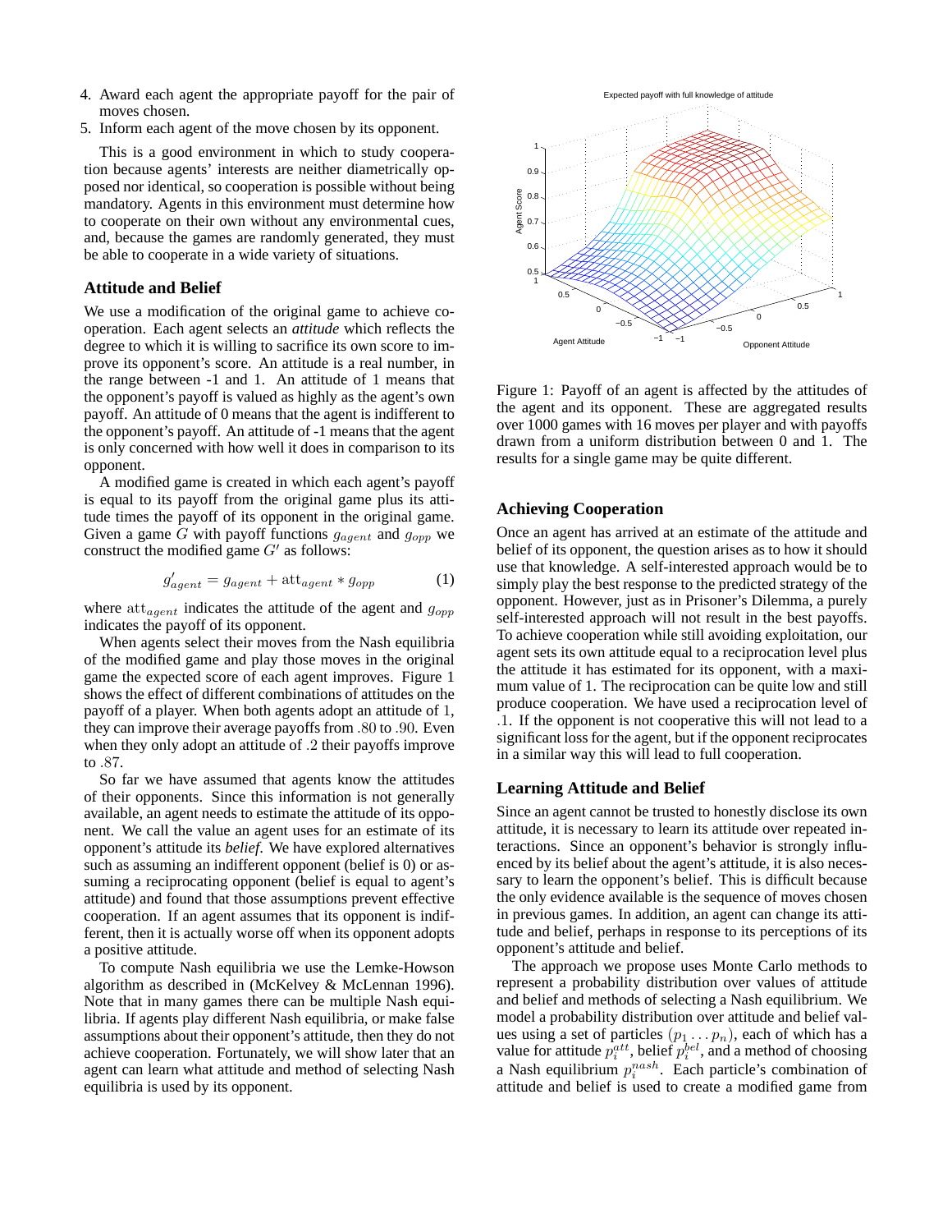4. Award each agent the appropriate payoff for the pair of moves chosen.
5. Inform each agent of the move chosen by its opponent.

This is a good environment in which to study cooperation because agents' interests are neither diametrically opposed nor identical, so cooperation is possible without being mandatory. Agents in this environment must determine how to cooperate on their own without any environmental cues, and, because the games are randomly generated, they must be able to cooperate in a wide variety of situations.

## Attitude and Belief

We use a modification of the original game to achieve cooperation. Each agent selects an *attitude* which reflects the degree to which it is willing to sacrifice its own score to improve its opponent's score. An attitude is a real number, in the range between -1 and 1. An attitude of 1 means that the opponent's payoff is valued as highly as the agent's own payoff. An attitude of 0 means that the agent is indifferent to the opponent's payoff. An attitude of -1 means that the agent is only concerned with how well it does in comparison to its opponent.

A modified game is created in which each agent's payoff is equal to its payoff from the original game plus its attitude times the payoff of its opponent in the original game. Given a game $G$ with payoff functions $g_{agent}$ and $g_{opp}$ we construct the modified game $G'$ as follows:

$$g'_{agent} = g_{agent} + \text{att}_{agent} * g_{opp} \quad (1)$$

where $\text{att}_{agent}$ indicates the attitude of the agent and $g_{opp}$ indicates the payoff of its opponent.

When agents select their moves from the Nash equilibria of the modified game and play those moves in the original game the expected score of each agent improves. Figure 1 shows the effect of different combinations of attitudes on the payoff of a player. When both agents adopt an attitude of 1, they can improve their average payoffs from $.80$ to $.90$. Even when they only adopt an attitude of $.2$ their payoffs improve to $.87$.

So far we have assumed that agents know the attitudes of their opponents. Since this information is not generally available, an agent needs to estimate the attitude of its opponent. We call the value an agent uses for an estimate of its opponent's attitude its *belief*. We have explored alternatives such as assuming an indifferent opponent (belief is 0) or assuming a reciprocating opponent (belief is equal to agent's attitude) and found that those assumptions prevent effective cooperation. If an agent assumes that its opponent is indifferent, then it is actually worse off when its opponent adopts a positive attitude.

To compute Nash equilibria we use the Lemke-Howson algorithm as described in (McKelvey & McLennan 1996). Note that in many games there can be multiple Nash equilibria. If agents play different Nash equilibria, or make false assumptions about their opponent's attitude, then they do not achieve cooperation. Fortunately, we will show later that an agent can learn what attitude and method of selecting Nash equilibria is used by its opponent.

Figure 1: Payoff of an agent is affected by the attitudes of the agent and its opponent. These are aggregated results over 1000 games with 16 moves per player and with payoffs drawn from a uniform distribution between 0 and 1. The results for a single game may be quite different.

## Achieving Cooperation

Once an agent has arrived at an estimate of the attitude and belief of its opponent, the question arises as to how it should use that knowledge. A self-interested approach would be to simply play the best response to the predicted strategy of the opponent. However, just as in Prisoner's Dilemma, a purely self-interested approach will not result in the best payoffs. To achieve cooperation while still avoiding exploitation, our agent sets its own attitude equal to a reciprocation level plus the attitude it has estimated for its opponent, with a maximum value of 1. The reciprocation can be quite low and still produce cooperation. We have used a reciprocation level of $.1$. If the opponent is not cooperative this will not lead to a significant loss for the agent, but if the opponent reciprocates in a similar way this will lead to full cooperation.

## Learning Attitude and Belief

Since an agent cannot be trusted to honestly disclose its own attitude, it is necessary to learn its attitude over repeated interactions. Since an opponent's behavior is strongly influenced by its belief about the agent's attitude, it is also necessary to learn the opponent's belief. This is difficult because the only evidence available is the sequence of moves chosen in previous games. In addition, an agent can change its attitude and belief, perhaps in response to its perceptions of its opponent's attitude and belief.

The approach we propose uses Monte Carlo methods to represent a probability distribution over values of attitude and belief and methods of selecting a Nash equilibrium. We model a probability distribution over attitude and belief values using a set of particles $(p_1 \ldots p_n)$, each of which has a value for attitude $p_i^{att}$, belief $p_i^{bel}$, and a method of choosing a Nash equilibrium $p_i^{nash}$. Each particle's combination of attitude and belief is used to create a modified game from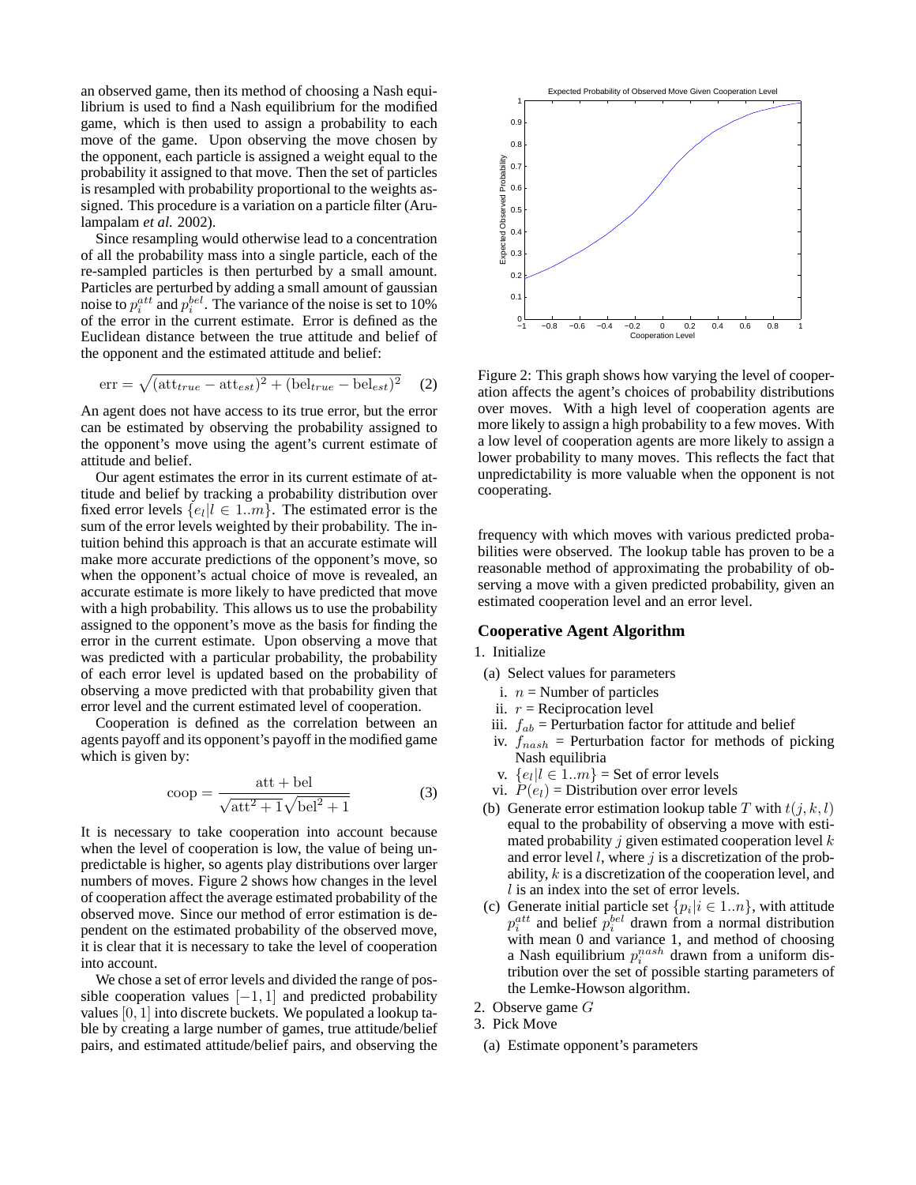an observed game, then its method of choosing a Nash equilibrium is used to find a Nash equilibrium for the modified game, which is then used to assign a probability to each move of the game. Upon observing the move chosen by the opponent, each particle is assigned a weight equal to the probability it assigned to that move. Then the set of particles is resampled with probability proportional to the weights assigned. This procedure is a variation on a particle filter (Arulampalam *et al.* 2002).

Since resampling would otherwise lead to a concentration of all the probability mass into a single particle, each of the re-sampled particles is then perturbed by a small amount. Particles are perturbed by adding a small amount of gaussian noise to $p_i^{att}$ and $p_i^{bel}$. The variance of the noise is set to 10% of the error in the current estimate. Error is defined as the Euclidean distance between the true attitude and belief of the opponent and the estimated attitude and belief:

$$\text{err} = \sqrt{(\text{att}_{true} - \text{att}_{est})^2 + (\text{bel}_{true} - \text{bel}_{est})^2} \quad (2)$$

An agent does not have access to its true error, but the error can be estimated by observing the probability assigned to the opponent's move using the agent's current estimate of attitude and belief.

Our agent estimates the error in its current estimate of attitude and belief by tracking a probability distribution over fixed error levels $\{e_l | l \in 1..m\}$. The estimated error is the sum of the error levels weighted by their probability. The intuition behind this approach is that an accurate estimate will make more accurate predictions of the opponent's move, so when the opponent's actual choice of move is revealed, an accurate estimate is more likely to have predicted that move with a high probability. This allows us to use the probability assigned to the opponent's move as the basis for finding the error in the current estimate. Upon observing a move that was predicted with a particular probability, the probability of each error level is updated based on the probability of observing a move predicted with that probability given that error level and the current estimated level of cooperation.

Cooperation is defined as the correlation between an agents payoff and its opponent's payoff in the modified game which is given by:

$$\text{coop} = \frac{\text{att} + \text{bel}}{\sqrt{\text{att}^2 + 1}\sqrt{\text{bel}^2 + 1}} \quad (3)$$

It is necessary to take cooperation into account because when the level of cooperation is low, the value of being unpredictable is higher, so agents play distributions over larger numbers of moves. Figure 2 shows how changes in the level of cooperation affect the average estimated probability of the observed move. Since our method of error estimation is dependent on the estimated probability of the observed move, it is clear that it is necessary to take the level of cooperation into account.

We chose a set of error levels and divided the range of possible cooperation values $[-1, 1]$ and predicted probability values $[0, 1]$ into discrete buckets. We populated a lookup table by creating a large number of games, true attitude/belief pairs, and estimated attitude/belief pairs, and observing the frequency with which moves with various predicted probabilities were observed. The lookup table has proven to be a reasonable method of approximating the probability of observing a move with a given predicted probability, given an estimated cooperation level and an error level.

Figure 2: This graph shows how varying the level of cooperation affects the agent's choices of probability distributions over moves. With a high level of cooperation agents are more likely to assign a high probability to a few moves. With a low level of cooperation agents are more likely to assign a lower probability to many moves. This reflects the fact that unpredictability is more valuable when the opponent is not cooperating.

### Cooperative Agent Algorithm

1. Initialize
   - (a) Select values for parameters
     - i. $n$ = Number of particles
     - ii. $r$ = Reciprocation level
     - iii. $f_{ab}$ = Perturbation factor for attitude and belief
     - iv. $f_{nash}$ = Perturbation factor for methods of picking Nash equilibria
     - v. $\{e_l | l \in 1..m\}$ = Set of error levels
     - vi. $P(e_l)$ = Distribution over error levels
   - (b) Generate error estimation lookup table $T$ with $t(j, k, l)$ equal to the probability of observing a move with estimated probability $j$ given estimated cooperation level $k$ and error level $l$, where $j$ is a discretization of the probability, $k$ is a discretization of the cooperation level, and $l$ is an index into the set of error levels.
   - (c) Generate initial particle set $\{p_i | i \in 1..n\}$, with attitude $p_i^{att}$ and belief $p_i^{bel}$ drawn from a normal distribution with mean 0 and variance 1, and method of choosing a Nash equilibrium $p_i^{nash}$ drawn from a uniform distribution over the set of possible starting parameters of the Lemke-Howson algorithm.
2. Observe game $G$
3. Pick Move
   - (a) Estimate opponent's parameters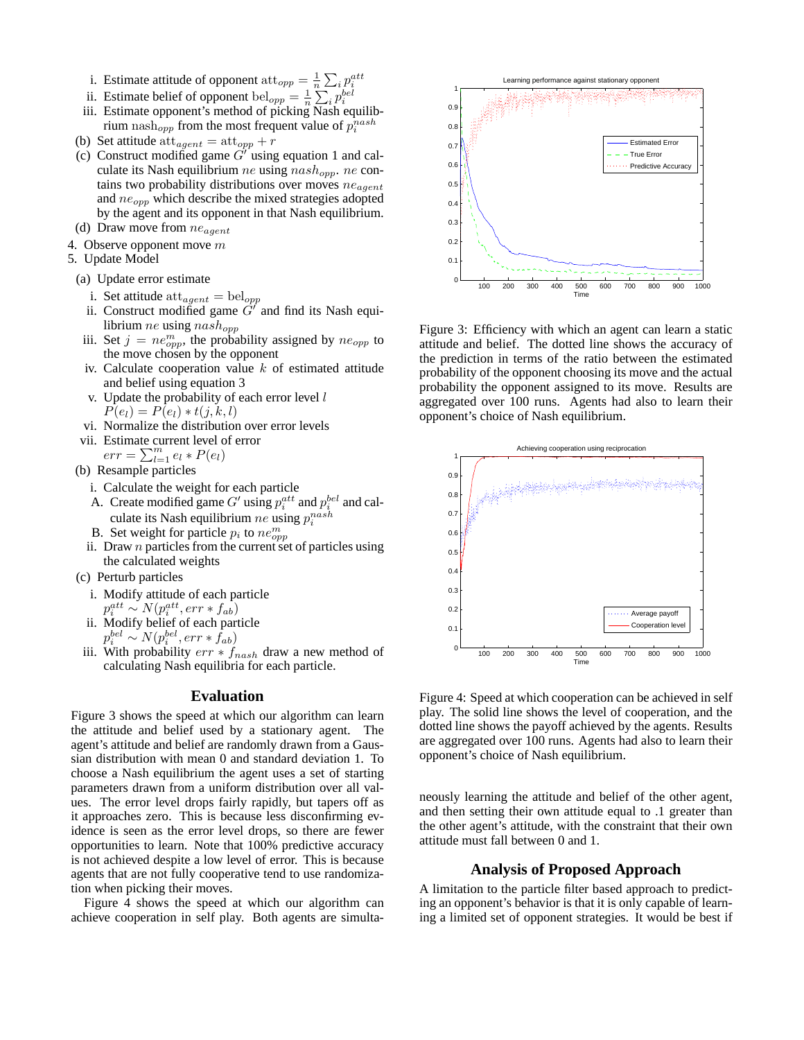i. Estimate attitude of opponent $\text{att}_{opp} = \frac{1}{n}\sum_i p_i^{att}$
ii. Estimate belief of opponent $\text{bel}_{opp} = \frac{1}{n}\sum_i p_i^{bel}$
iii. Estimate opponent's method of picking Nash equilibrium $\text{nash}_{opp}$ from the most frequent value of $p_i^{nash}$

(b) Set attitude $\text{att}_{agent} = \text{att}_{opp} + r$

(c) Construct modified game $G'$ using equation 1 and calculate its Nash equilibrium $ne$ using $nash_{opp}$. $ne$ contains two probability distributions over moves $ne_{agent}$ and $ne_{opp}$ which describe the mixed strategies adopted by the agent and its opponent in that Nash equilibrium.

(d) Draw move from $ne_{agent}$

4. Observe opponent move $m$
5. Update Model

(a) Update error estimate

i. Set attitude $\text{att}_{agent} = \text{bel}_{opp}$
ii. Construct modified game $G'$ and find its Nash equilibrium $ne$ using $nash_{opp}$
iii. Set $j = ne^m_{opp}$, the probability assigned by $ne_{opp}$ to the move chosen by the opponent
iv. Calculate cooperation value $k$ of estimated attitude and belief using equation 3
v. Update the probability of each error level $l$
$P(e_l) = P(e_l) * t(j, k, l)$
vi. Normalize the distribution over error levels
vii. Estimate current level of error
$err = \sum_{l=1}^{m} e_l * P(e_l)$

(b) Resample particles

i. Calculate the weight for each particle
A. Create modified game $G'$ using $p_i^{att}$ and $p_i^{bel}$ and calculate its Nash equilibrium $ne$ using $p_i^{nash}$
B. Set weight for particle $p_i$ to $ne^m_{opp}$
ii. Draw $n$ particles from the current set of particles using the calculated weights

(c) Perturb particles

i. Modify attitude of each particle
$p_i^{att} \sim N(p_i^{att}, err * f_{ab})$
ii. Modify belief of each particle
$p_i^{bel} \sim N(p_i^{bel}, err * f_{ab})$
iii. With probability $err * f_{nash}$ draw a new method of calculating Nash equilibria for each particle.

## Evaluation

Figure 3 shows the speed at which our algorithm can learn the attitude and belief used by a stationary agent. The agent's attitude and belief are randomly drawn from a Gaussian distribution with mean 0 and standard deviation 1. To choose a Nash equilibrium the agent uses a set of starting parameters drawn from a uniform distribution over all values. The error level drops fairly rapidly, but tapers off as it approaches zero. This is because less disconfirming evidence is seen as the error level drops, so there are fewer opportunities to learn. Note that 100% predictive accuracy is not achieved despite a low level of error. This is because agents that are not fully cooperative tend to use randomization when picking their moves.

Figure 4 shows the speed at which our algorithm can achieve cooperation in self play. Both agents are simultaneously learning the attitude and belief of the other agent, and then setting their own attitude equal to .1 greater than the other agent's attitude, with the constraint that their own attitude must fall between 0 and 1.

Figure 3: Efficiency with which an agent can learn a static attitude and belief. The dotted line shows the accuracy of the prediction in terms of the ratio between the estimated probability of the opponent choosing its move and the actual probability the opponent assigned to its move. Results are aggregated over 100 runs. Agents had also to learn their opponent's choice of Nash equilibrium.

Figure 4: Speed at which cooperation can be achieved in self play. The solid line shows the level of cooperation, and the dotted line shows the payoff achieved by the agents. Results are aggregated over 100 runs. Agents had also to learn their opponent's choice of Nash equilibrium.

## Analysis of Proposed Approach

A limitation to the particle filter based approach to predicting an opponent's behavior is that it is only capable of learning a limited set of opponent strategies. It would be best if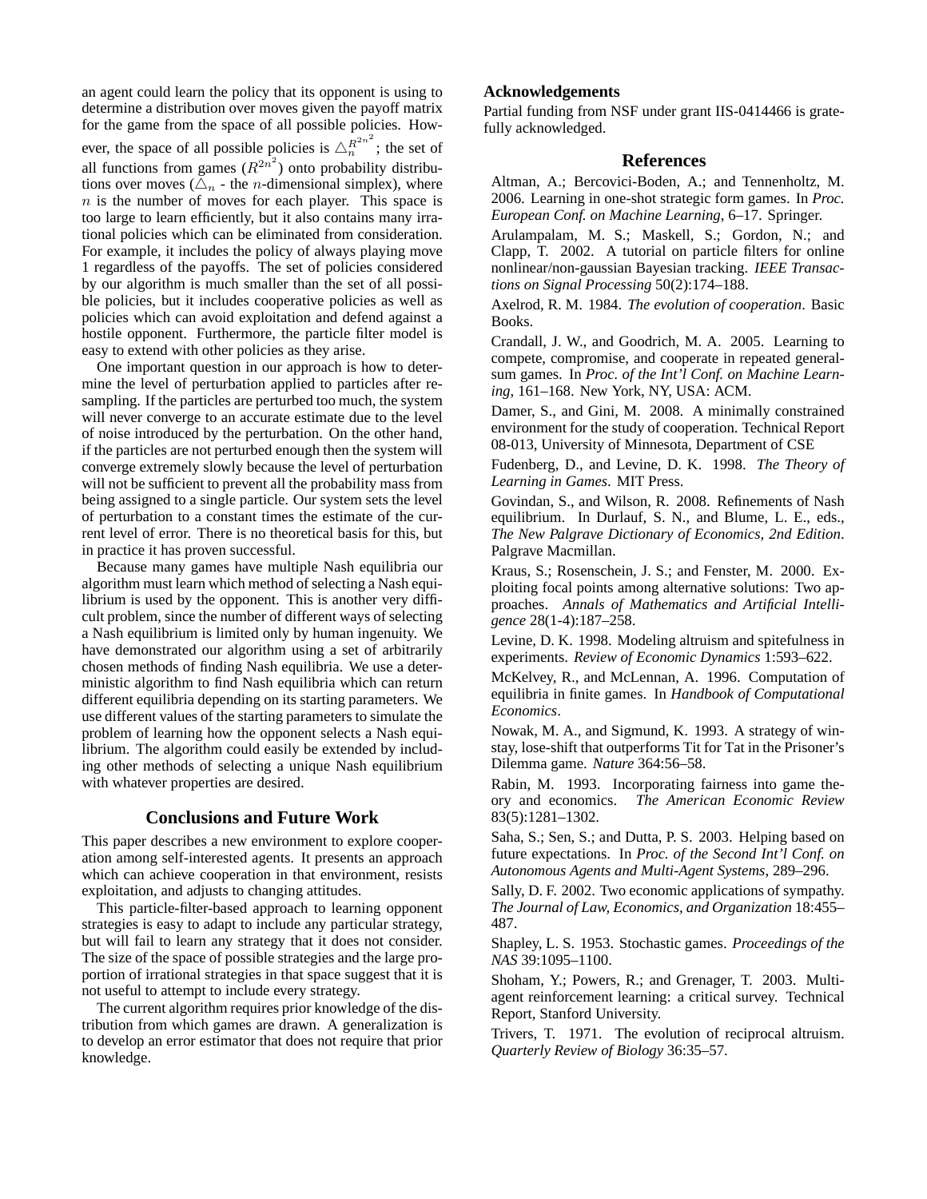an agent could learn the policy that its opponent is using to determine a distribution over moves given the payoff matrix for the game from the space of all possible policies. However, the space of all possible policies is $\triangle_n^{R^{2n^2}}$; the set of all functions from games ($R^{2n^2}$) onto probability distributions over moves ($\triangle_n$ - the $n$-dimensional simplex), where $n$ is the number of moves for each player. This space is too large to learn efficiently, but it also contains many irrational policies which can be eliminated from consideration. For example, it includes the policy of always playing move 1 regardless of the payoffs. The set of policies considered by our algorithm is much smaller than the set of all possible policies, but it includes cooperative policies as well as policies which can avoid exploitation and defend against a hostile opponent. Furthermore, the particle filter model is easy to extend with other policies as they arise.

One important question in our approach is how to determine the level of perturbation applied to particles after resampling. If the particles are perturbed too much, the system will never converge to an accurate estimate due to the level of noise introduced by the perturbation. On the other hand, if the particles are not perturbed enough then the system will converge extremely slowly because the level of perturbation will not be sufficient to prevent all the probability mass from being assigned to a single particle. Our system sets the level of perturbation to a constant times the estimate of the current level of error. There is no theoretical basis for this, but in practice it has proven successful.

Because many games have multiple Nash equilibria our algorithm must learn which method of selecting a Nash equilibrium is used by the opponent. This is another very difficult problem, since the number of different ways of selecting a Nash equilibrium is limited only by human ingenuity. We have demonstrated our algorithm using a set of arbitrarily chosen methods of finding Nash equilibria. We use a deterministic algorithm to find Nash equilibria which can return different equilibria depending on its starting parameters. We use different values of the starting parameters to simulate the problem of learning how the opponent selects a Nash equilibrium. The algorithm could easily be extended by including other methods of selecting a unique Nash equilibrium with whatever properties are desired.

## Conclusions and Future Work

This paper describes a new environment to explore cooperation among self-interested agents. It presents an approach which can achieve cooperation in that environment, resists exploitation, and adjusts to changing attitudes.

This particle-filter-based approach to learning opponent strategies is easy to adapt to include any particular strategy, but will fail to learn any strategy that it does not consider. The size of the space of possible strategies and the large proportion of irrational strategies in that space suggest that it is not useful to attempt to include every strategy.

The current algorithm requires prior knowledge of the distribution from which games are drawn. A generalization is to develop an error estimator that does not require that prior knowledge.

### Acknowledgements

Partial funding from NSF under grant IIS-0414466 is gratefully acknowledged.

## References

Altman, A.; Bercovici-Boden, A.; and Tennenholtz, M. 2006. Learning in one-shot strategic form games. In *Proc. European Conf. on Machine Learning*, 6–17. Springer.

Arulampalam, M. S.; Maskell, S.; Gordon, N.; and Clapp, T. 2002. A tutorial on particle filters for online nonlinear/non-gaussian Bayesian tracking. *IEEE Transactions on Signal Processing* 50(2):174–188.

Axelrod, R. M. 1984. *The evolution of cooperation*. Basic Books.

Crandall, J. W., and Goodrich, M. A. 2005. Learning to compete, compromise, and cooperate in repeated general-sum games. In *Proc. of the Int'l Conf. on Machine Learning*, 161–168. New York, NY, USA: ACM.

Damer, S., and Gini, M. 2008. A minimally constrained environment for the study of cooperation. Technical Report 08-013, University of Minnesota, Department of CSE

Fudenberg, D., and Levine, D. K. 1998. *The Theory of Learning in Games*. MIT Press.

Govindan, S., and Wilson, R. 2008. Refinements of Nash equilibrium. In Durlauf, S. N., and Blume, L. E., eds., *The New Palgrave Dictionary of Economics, 2nd Edition*. Palgrave Macmillan.

Kraus, S.; Rosenschein, J. S.; and Fenster, M. 2000. Exploiting focal points among alternative solutions: Two approaches. *Annals of Mathematics and Artificial Intelligence* 28(1-4):187–258.

Levine, D. K. 1998. Modeling altruism and spitefulness in experiments. *Review of Economic Dynamics* 1:593–622.

McKelvey, R., and McLennan, A. 1996. Computation of equilibria in finite games. In *Handbook of Computational Economics*.

Nowak, M. A., and Sigmund, K. 1993. A strategy of win-stay, lose-shift that outperforms Tit for Tat in the Prisoner's Dilemma game. *Nature* 364:56–58.

Rabin, M. 1993. Incorporating fairness into game theory and economics. *The American Economic Review* 83(5):1281–1302.

Saha, S.; Sen, S.; and Dutta, P. S. 2003. Helping based on future expectations. In *Proc. of the Second Int'l Conf. on Autonomous Agents and Multi-Agent Systems*, 289–296.

Sally, D. F. 2002. Two economic applications of sympathy. *The Journal of Law, Economics, and Organization* 18:455–487.

Shapley, L. S. 1953. Stochastic games. *Proceedings of the NAS* 39:1095–1100.

Shoham, Y.; Powers, R.; and Grenager, T. 2003. Multi-agent reinforcement learning: a critical survey. Technical Report, Stanford University.

Trivers, T. 1971. The evolution of reciprocal altruism. *Quarterly Review of Biology* 36:35–57.